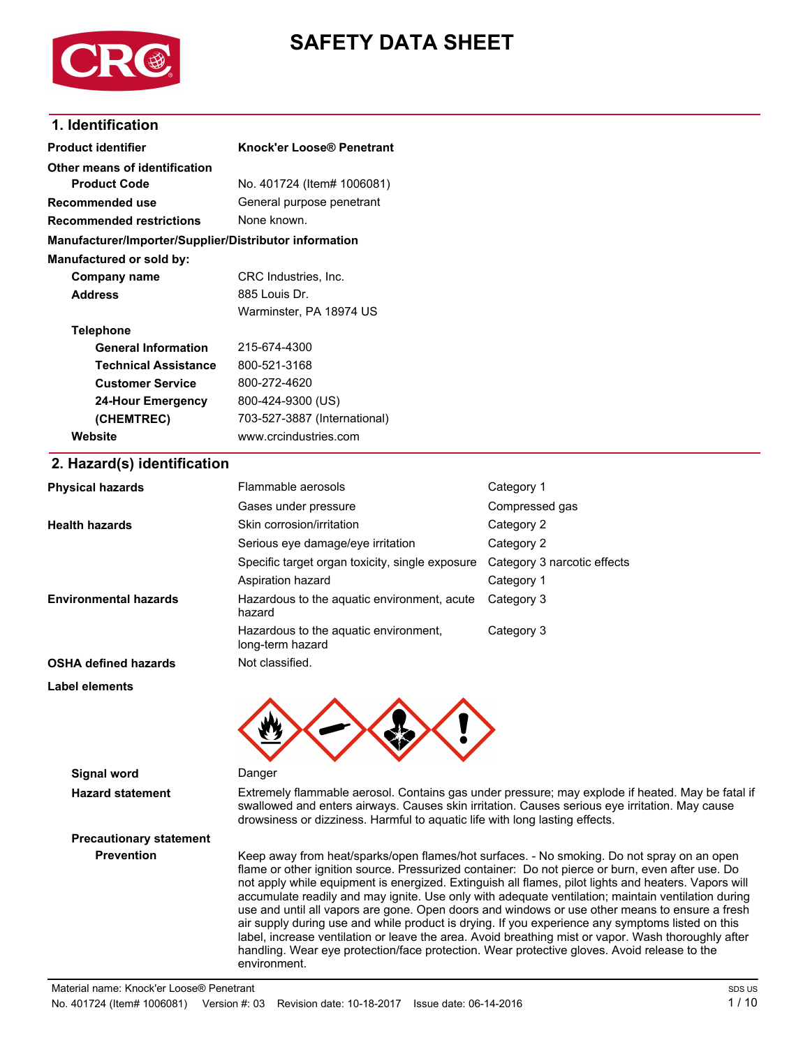# SAFETY DATA SHEET

## 1. Identification

| | |
|---|---|
| **Product identifier** | **Knock'er Loose® Penetrant** |
| **Other means of identification** | |
| **Product Code** | No. 401724 (Item# 1006081) |
| **Recommended use** | General purpose penetrant |
| **Recommended restrictions** | None known. |

**Manufacturer/Importer/Supplier/Distributor information**

**Manufactured or sold by:**

| | |
|---|---|
| **Company name** | CRC Industries, Inc. |
| **Address** | 885 Louis Dr. |
| | Warminster, PA 18974 US |
| **Telephone** | |
| **General Information** | 215-674-4300 |
| **Technical Assistance** | 800-521-3168 |
| **Customer Service** | 800-272-4620 |
| **24-Hour Emergency** | 800-424-9300 (US) |
| **(CHEMTREC)** | 703-527-3887 (International) |
| **Website** | www.crcindustries.com |

## 2. Hazard(s) identification

| | | |
|---|---|---|
| **Physical hazards** | Flammable aerosols | Category 1 |
| | Gases under pressure | Compressed gas |
| **Health hazards** | Skin corrosion/irritation | Category 2 |
| | Serious eye damage/eye irritation | Category 2 |
| | Specific target organ toxicity, single exposure | Category 3 narcotic effects |
| | Aspiration hazard | Category 1 |
| **Environmental hazards** | Hazardous to the aquatic environment, acute hazard | Category 3 |
| | Hazardous to the aquatic environment, long-term hazard | Category 3 |
| **OSHA defined hazards** | Not classified. | |

**Label elements**

**Signal word** Danger

**Hazard statement** Extremely flammable aerosol. Contains gas under pressure; may explode if heated. May be fatal if swallowed and enters airways. Causes skin irritation. Causes serious eye irritation. May cause drowsiness or dizziness. Harmful to aquatic life with long lasting effects.

**Precautionary statement**

**Prevention** Keep away from heat/sparks/open flames/hot surfaces. - No smoking. Do not spray on an open flame or other ignition source. Pressurized container: Do not pierce or burn, even after use. Do not apply while equipment is energized. Extinguish all flames, pilot lights and heaters. Vapors will accumulate readily and may ignite. Use only with adequate ventilation; maintain ventilation during use and until all vapors are gone. Open doors and windows or use other means to ensure a fresh air supply during use and while product is drying. If you experience any symptoms listed on this label, increase ventilation or leave the area. Avoid breathing mist or vapor. Wash thoroughly after handling. Wear eye protection/face protection. Wear protective gloves. Avoid release to the environment.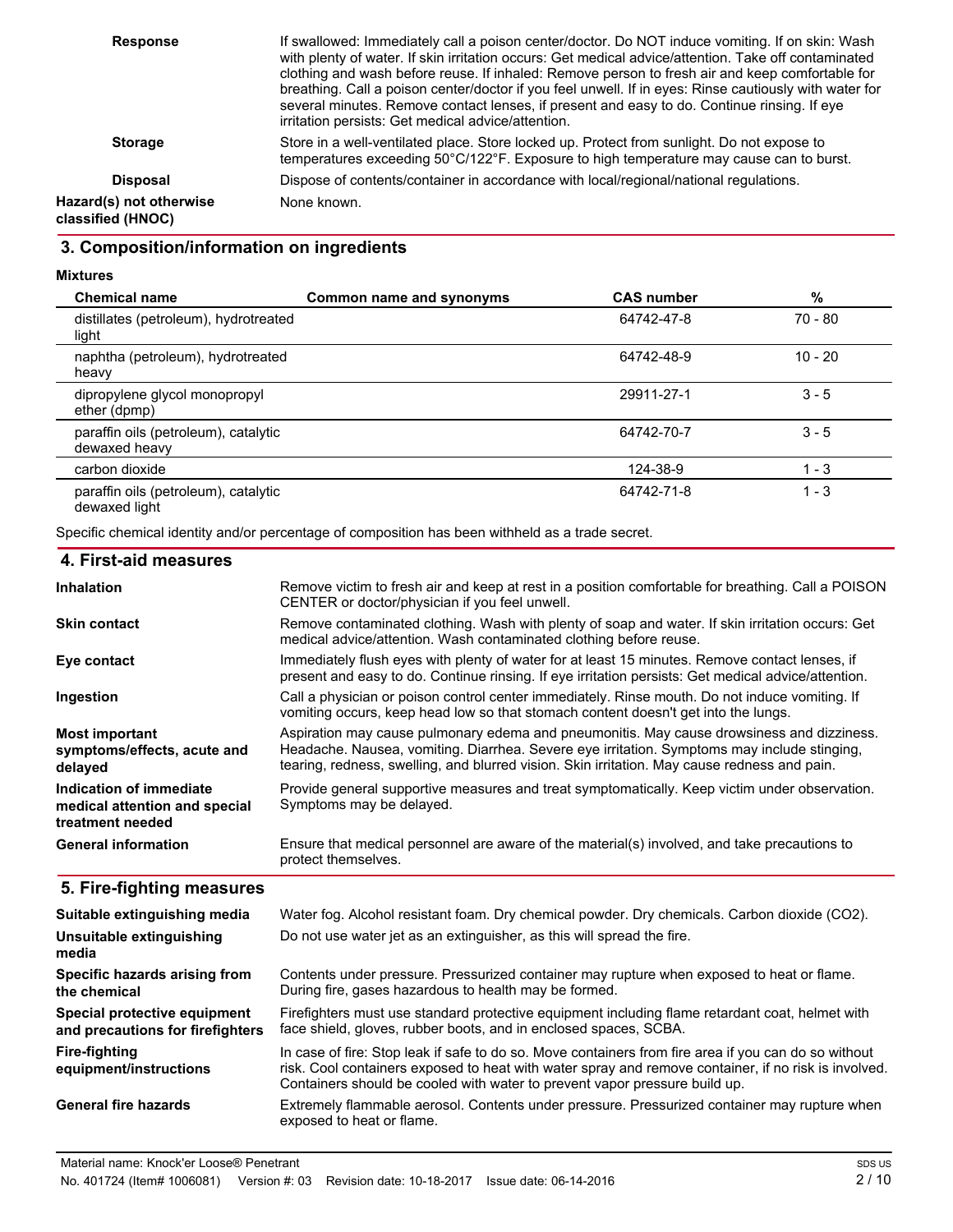**Response**

If swallowed: Immediately call a poison center/doctor. Do NOT induce vomiting. If on skin: Wash with plenty of water. If skin irritation occurs: Get medical advice/attention. Take off contaminated clothing and wash before reuse. If inhaled: Remove person to fresh air and keep comfortable for breathing. Call a poison center/doctor if you feel unwell. If in eyes: Rinse cautiously with water for several minutes. Remove contact lenses, if present and easy to do. Continue rinsing. If eye irritation persists: Get medical advice/attention.

**Storage**

Store in a well-ventilated place. Store locked up. Protect from sunlight. Do not expose to temperatures exceeding 50°C/122°F. Exposure to high temperature may cause can to burst.

**Disposal**

Dispose of contents/container in accordance with local/regional/national regulations.

**Hazard(s) not otherwise classified (HNOC)**

None known.

## 3. Composition/information on ingredients

**Mixtures**

| Chemical name | Common name and synonyms | CAS number | % |
|---|---|---|---|
| distillates (petroleum), hydrotreated light | | 64742-47-8 | 70 - 80 |
| naphtha (petroleum), hydrotreated heavy | | 64742-48-9 | 10 - 20 |
| dipropylene glycol monopropyl ether (dpmp) | | 29911-27-1 | 3 - 5 |
| paraffin oils (petroleum), catalytic dewaxed heavy | | 64742-70-7 | 3 - 5 |
| carbon dioxide | | 124-38-9 | 1 - 3 |
| paraffin oils (petroleum), catalytic dewaxed light | | 64742-71-8 | 1 - 3 |

Specific chemical identity and/or percentage of composition has been withheld as a trade secret.

## 4. First-aid measures

**Inhalation**

Remove victim to fresh air and keep at rest in a position comfortable for breathing. Call a POISON CENTER or doctor/physician if you feel unwell.

**Skin contact**

Remove contaminated clothing. Wash with plenty of soap and water. If skin irritation occurs: Get medical advice/attention. Wash contaminated clothing before reuse.

**Eye contact**

Immediately flush eyes with plenty of water for at least 15 minutes. Remove contact lenses, if present and easy to do. Continue rinsing. If eye irritation persists: Get medical advice/attention.

**Ingestion**

Call a physician or poison control center immediately. Rinse mouth. Do not induce vomiting. If vomiting occurs, keep head low so that stomach content doesn't get into the lungs.

**Most important symptoms/effects, acute and delayed**

Aspiration may cause pulmonary edema and pneumonitis. May cause drowsiness and dizziness. Headache. Nausea, vomiting. Diarrhea. Severe eye irritation. Symptoms may include stinging, tearing, redness, swelling, and blurred vision. Skin irritation. May cause redness and pain.

**Indication of immediate medical attention and special treatment needed**

Provide general supportive measures and treat symptomatically. Keep victim under observation. Symptoms may be delayed.

**General information**

Ensure that medical personnel are aware of the material(s) involved, and take precautions to protect themselves.

## 5. Fire-fighting measures

**Suitable extinguishing media**

Water fog. Alcohol resistant foam. Dry chemical powder. Dry chemicals. Carbon dioxide ($CO_2$).

**Unsuitable extinguishing media**

Do not use water jet as an extinguisher, as this will spread the fire.

**Specific hazards arising from the chemical**

Contents under pressure. Pressurized container may rupture when exposed to heat or flame. During fire, gases hazardous to health may be formed.

**Special protective equipment and precautions for firefighters**

Firefighters must use standard protective equipment including flame retardant coat, helmet with face shield, gloves, rubber boots, and in enclosed spaces, SCBA.

**Fire-fighting equipment/instructions**

In case of fire: Stop leak if safe to do so. Move containers from fire area if you can do so without risk. Cool containers exposed to heat with water spray and remove container, if no risk is involved. Containers should be cooled with water to prevent vapor pressure build up.

**General fire hazards**

Extremely flammable aerosol. Contents under pressure. Pressurized container may rupture when exposed to heat or flame.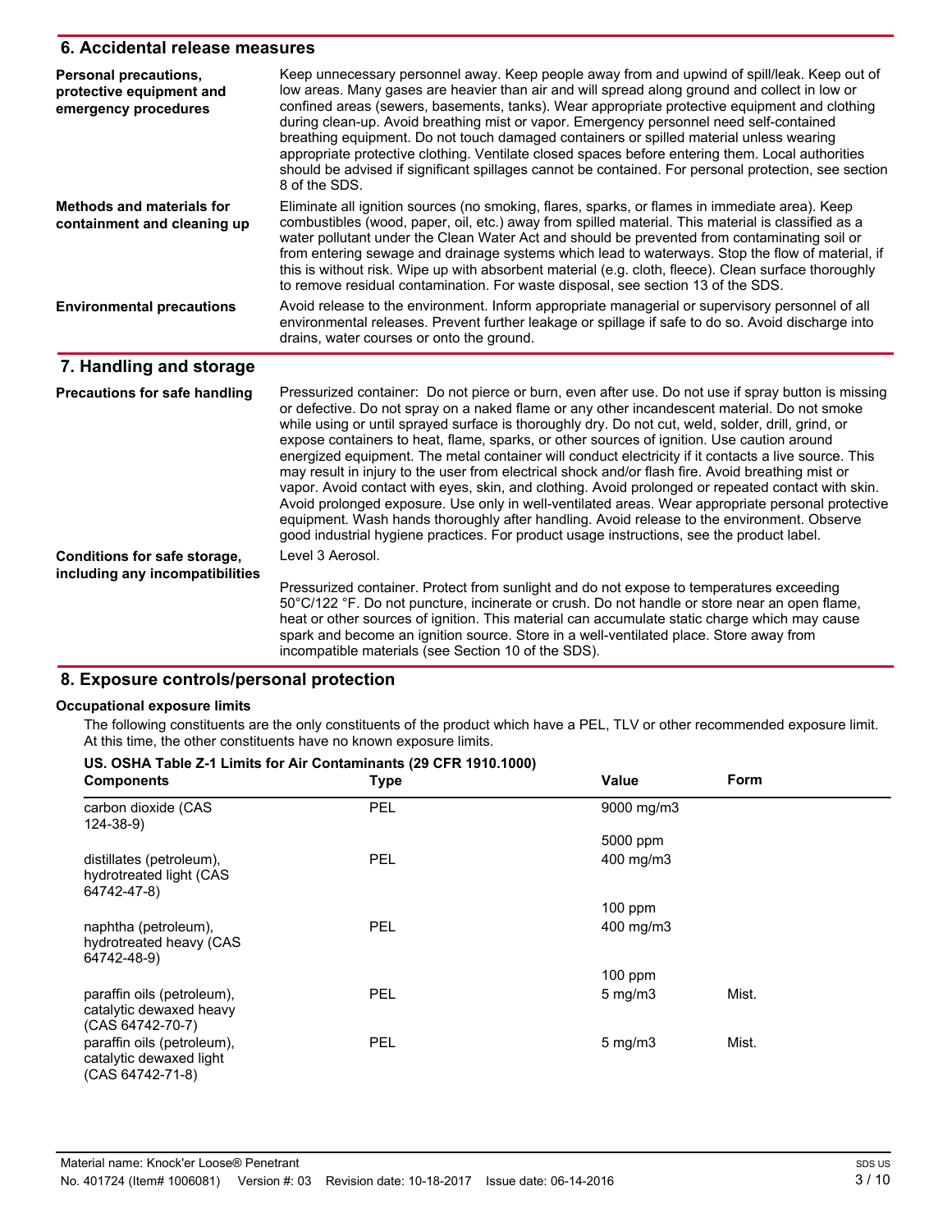## 6. Accidental release measures

**Personal precautions, protective equipment and emergency procedures**

Keep unnecessary personnel away. Keep people away from and upwind of spill/leak. Keep out of low areas. Many gases are heavier than air and will spread along ground and collect in low or confined areas (sewers, basements, tanks). Wear appropriate protective equipment and clothing during clean-up. Avoid breathing mist or vapor. Emergency personnel need self-contained breathing equipment. Do not touch damaged containers or spilled material unless wearing appropriate protective clothing. Ventilate closed spaces before entering them. Local authorities should be advised if significant spillages cannot be contained. For personal protection, see section 8 of the SDS.

**Methods and materials for containment and cleaning up**

Eliminate all ignition sources (no smoking, flares, sparks, or flames in immediate area). Keep combustibles (wood, paper, oil, etc.) away from spilled material. This material is classified as a water pollutant under the Clean Water Act and should be prevented from contaminating soil or from entering sewage and drainage systems which lead to waterways. Stop the flow of material, if this is without risk. Wipe up with absorbent material (e.g. cloth, fleece). Clean surface thoroughly to remove residual contamination. For waste disposal, see section 13 of the SDS.

**Environmental precautions**

Avoid release to the environment. Inform appropriate managerial or supervisory personnel of all environmental releases. Prevent further leakage or spillage if safe to do so. Avoid discharge into drains, water courses or onto the ground.

## 7. Handling and storage

**Precautions for safe handling**

Pressurized container: Do not pierce or burn, even after use. Do not use if spray button is missing or defective. Do not spray on a naked flame or any other incandescent material. Do not smoke while using or until sprayed surface is thoroughly dry. Do not cut, weld, solder, drill, grind, or expose containers to heat, flame, sparks, or other sources of ignition. Use caution around energized equipment. The metal container will conduct electricity if it contacts a live source. This may result in injury to the user from electrical shock and/or flash fire. Avoid breathing mist or vapor. Avoid contact with eyes, skin, and clothing. Avoid prolonged or repeated contact with skin. Avoid prolonged exposure. Use only in well-ventilated areas. Wear appropriate personal protective equipment. Wash hands thoroughly after handling. Avoid release to the environment. Observe good industrial hygiene practices. For product usage instructions, see the product label.

**Conditions for safe storage, including any incompatibilities**

Level 3 Aerosol.

Pressurized container. Protect from sunlight and do not expose to temperatures exceeding 50°C/122 °F. Do not puncture, incinerate or crush. Do not handle or store near an open flame, heat or other sources of ignition. This material can accumulate static charge which may cause spark and become an ignition source. Store in a well-ventilated place. Store away from incompatible materials (see Section 10 of the SDS).

## 8. Exposure controls/personal protection

**Occupational exposure limits**

The following constituents are the only constituents of the product which have a PEL, TLV or other recommended exposure limit. At this time, the other constituents have no known exposure limits.

**US. OSHA Table Z-1 Limits for Air Contaminants (29 CFR 1910.1000)**

| Components | Type | Value | Form |
|---|---|---|---|
| carbon dioxide (CAS 124-38-9) | PEL | 9000 mg/m3 | |
| | | 5000 ppm | |
| distillates (petroleum), hydrotreated light (CAS 64742-47-8) | PEL | 400 mg/m3 | |
| | | 100 ppm | |
| naphtha (petroleum), hydrotreated heavy (CAS 64742-48-9) | PEL | 400 mg/m3 | |
| | | 100 ppm | |
| paraffin oils (petroleum), catalytic dewaxed heavy (CAS 64742-70-7) | PEL | 5 mg/m3 | Mist. |
| paraffin oils (petroleum), catalytic dewaxed light (CAS 64742-71-8) | PEL | 5 mg/m3 | Mist. |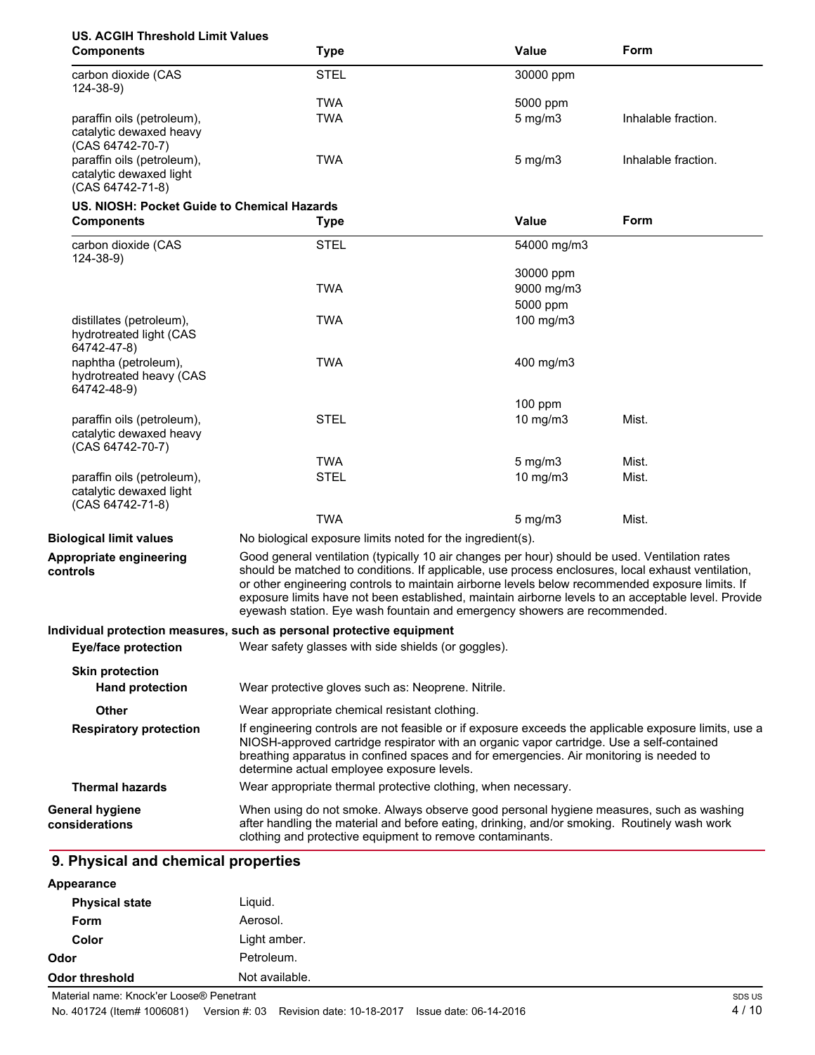**US. ACGIH Threshold Limit Values**

| Components | Type | Value | Form |
|---|---|---|---|
| carbon dioxide (CAS 124-38-9) | STEL | 30000 ppm | |
| | TWA | 5000 ppm | |
| paraffin oils (petroleum), catalytic dewaxed heavy (CAS 64742-70-7) | TWA | 5 mg/m3 | Inhalable fraction. |
| paraffin oils (petroleum), catalytic dewaxed light (CAS 64742-71-8) | TWA | 5 mg/m3 | Inhalable fraction. |

**US. NIOSH: Pocket Guide to Chemical Hazards**

| Components | Type | Value | Form |
|---|---|---|---|
| carbon dioxide (CAS 124-38-9) | STEL | 54000 mg/m3 | |
| | | 30000 ppm | |
| | TWA | 9000 mg/m3 | |
| | | 5000 ppm | |
| distillates (petroleum), hydrotreated light (CAS 64742-47-8) | TWA | 100 mg/m3 | |
| naphtha (petroleum), hydrotreated heavy (CAS 64742-48-9) | TWA | 400 mg/m3 | |
| | | 100 ppm | |
| paraffin oils (petroleum), catalytic dewaxed heavy (CAS 64742-70-7) | STEL | 10 mg/m3 | Mist. |
| | TWA | 5 mg/m3 | Mist. |
| paraffin oils (petroleum), catalytic dewaxed light (CAS 64742-71-8) | STEL | 10 mg/m3 | Mist. |
| | TWA | 5 mg/m3 | Mist. |

**Biological limit values** No biological exposure limits noted for the ingredient(s).

**Appropriate engineering controls** Good general ventilation (typically 10 air changes per hour) should be used. Ventilation rates should be matched to conditions. If applicable, use process enclosures, local exhaust ventilation, or other engineering controls to maintain airborne levels below recommended exposure limits. If exposure limits have not been established, maintain airborne levels to an acceptable level. Provide eyewash station. Eye wash fountain and emergency showers are recommended.

**Individual protection measures, such as personal protective equipment**

**Eye/face protection** Wear safety glasses with side shields (or goggles).

**Skin protection**

**Hand protection** Wear protective gloves such as: Neoprene. Nitrile.

**Other** Wear appropriate chemical resistant clothing.

**Respiratory protection** If engineering controls are not feasible or if exposure exceeds the applicable exposure limits, use a NIOSH-approved cartridge respirator with an organic vapor cartridge. Use a self-contained breathing apparatus in confined spaces and for emergencies. Air monitoring is needed to determine actual employee exposure levels.

**Thermal hazards** Wear appropriate thermal protective clothing, when necessary.

**General hygiene considerations** When using do not smoke. Always observe good personal hygiene measures, such as washing after handling the material and before eating, drinking, and/or smoking. Routinely wash work clothing and protective equipment to remove contaminants.

## 9. Physical and chemical properties

**Appearance**

**Physical state** Liquid.

**Form** Aerosol.

**Color** Light amber.

**Odor** Petroleum.

**Odor threshold** Not available.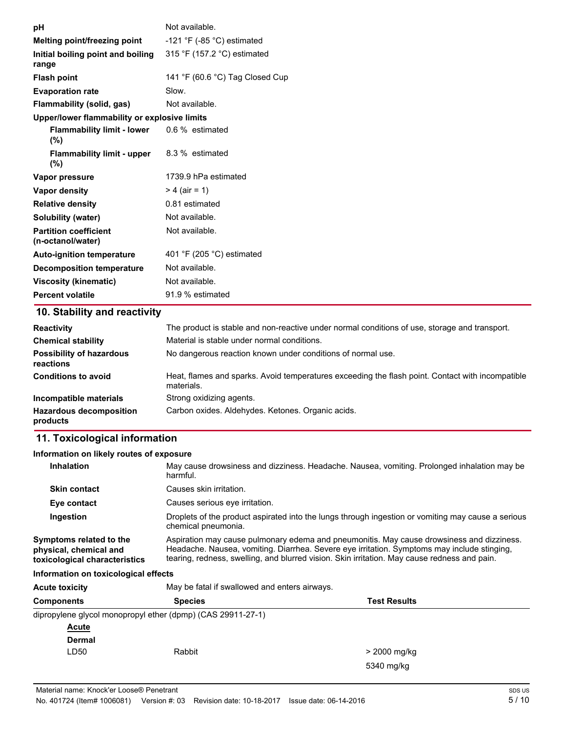| | |
|---|---|
| **pH** | Not available. |
| **Melting point/freezing point** | -121 °F (-85 °C) estimated |
| **Initial boiling point and boiling range** | 315 °F (157.2 °C) estimated |
| **Flash point** | 141 °F (60.6 °C) Tag Closed Cup |
| **Evaporation rate** | Slow. |
| **Flammability (solid, gas)** | Not available. |
| **Upper/lower flammability or explosive limits** | |
| **Flammability limit - lower (%)** | 0.6 % estimated |
| **Flammability limit - upper (%)** | 8.3 % estimated |
| **Vapor pressure** | 1739.9 hPa estimated |
| **Vapor density** | > 4 (air = 1) |
| **Relative density** | 0.81 estimated |
| **Solubility (water)** | Not available. |
| **Partition coefficient (n-octanol/water)** | Not available. |
| **Auto-ignition temperature** | 401 °F (205 °C) estimated |
| **Decomposition temperature** | Not available. |
| **Viscosity (kinematic)** | Not available. |
| **Percent volatile** | 91.9 % estimated |

## 10. Stability and reactivity

| | |
|---|---|
| **Reactivity** | The product is stable and non-reactive under normal conditions of use, storage and transport. |
| **Chemical stability** | Material is stable under normal conditions. |
| **Possibility of hazardous reactions** | No dangerous reaction known under conditions of normal use. |
| **Conditions to avoid** | Heat, flames and sparks. Avoid temperatures exceeding the flash point. Contact with incompatible materials. |
| **Incompatible materials** | Strong oxidizing agents. |
| **Hazardous decomposition products** | Carbon oxides. Aldehydes. Ketones. Organic acids. |

## 11. Toxicological information

**Information on likely routes of exposure**

| | |
|---|---|
| **Inhalation** | May cause drowsiness and dizziness. Headache. Nausea, vomiting. Prolonged inhalation may be harmful. |
| **Skin contact** | Causes skin irritation. |
| **Eye contact** | Causes serious eye irritation. |
| **Ingestion** | Droplets of the product aspirated into the lungs through ingestion or vomiting may cause a serious chemical pneumonia. |
| **Symptoms related to the physical, chemical and toxicological characteristics** | Aspiration may cause pulmonary edema and pneumonitis. May cause drowsiness and dizziness. Headache. Nausea, vomiting. Diarrhea. Severe eye irritation. Symptoms may include stinging, tearing, redness, swelling, and blurred vision. Skin irritation. May cause redness and pain. |

**Information on toxicological effects**

**Acute toxicity** May be fatal if swallowed and enters airways.

| Components | Species | Test Results |
|---|---|---|
| dipropylene glycol monopropyl ether (dpmp) (CAS 29911-27-1) | | |
| **Acute** | | |
| **Dermal** | | |
| LD50 | Rabbit | > 2000 mg/kg |
| | | 5340 mg/kg |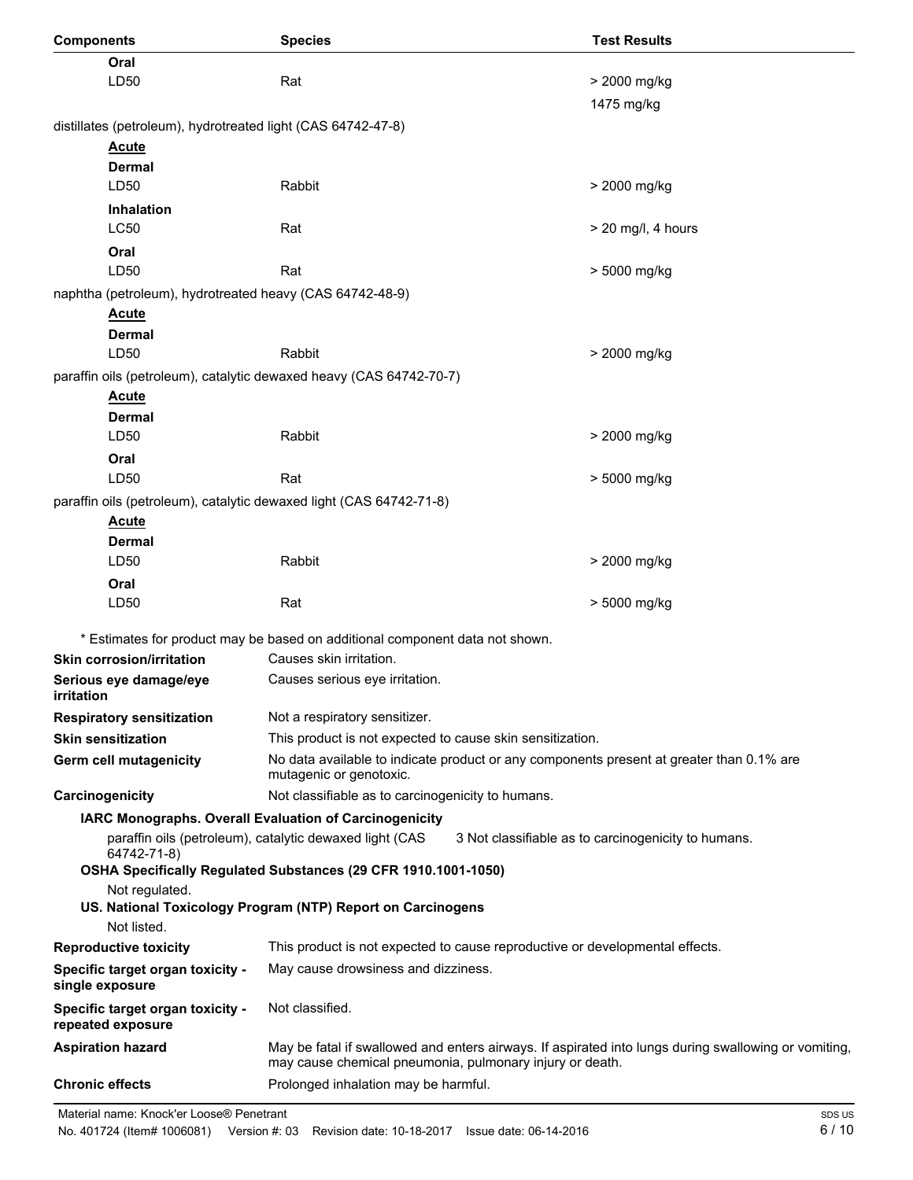| Components | Species | Test Results |
| --- | --- | --- |
| **Oral** | | |
| LD50 | Rat | > 2000 mg/kg |
| | | 1475 mg/kg |
| distillates (petroleum), hydrotreated light (CAS 64742-47-8) | | |
| **Acute** | | |
| **Dermal** | | |
| LD50 | Rabbit | > 2000 mg/kg |
| **Inhalation** | | |
| LC50 | Rat | > 20 mg/l, 4 hours |
| **Oral** | | |
| LD50 | Rat | > 5000 mg/kg |
| naphtha (petroleum), hydrotreated heavy (CAS 64742-48-9) | | |
| **Acute** | | |
| **Dermal** | | |
| LD50 | Rabbit | > 2000 mg/kg |
| paraffin oils (petroleum), catalytic dewaxed heavy (CAS 64742-70-7) | | |
| **Acute** | | |
| **Dermal** | | |
| LD50 | Rabbit | > 2000 mg/kg |
| **Oral** | | |
| LD50 | Rat | > 5000 mg/kg |
| paraffin oils (petroleum), catalytic dewaxed light (CAS 64742-71-8) | | |
| **Acute** | | |
| **Dermal** | | |
| LD50 | Rabbit | > 2000 mg/kg |
| **Oral** | | |
| LD50 | Rat | > 5000 mg/kg |

* Estimates for product may be based on additional component data not shown.

**Skin corrosion/irritation** Causes skin irritation.

**Serious eye damage/eye irritation** Causes serious eye irritation.

**Respiratory sensitization** Not a respiratory sensitizer.

**Skin sensitization** This product is not expected to cause skin sensitization.

**Germ cell mutagenicity** No data available to indicate product or any components present at greater than 0.1% are mutagenic or genotoxic.

**Carcinogenicity** Not classifiable as to carcinogenicity to humans.

**IARC Monographs. Overall Evaluation of Carcinogenicity**

paraffin oils (petroleum), catalytic dewaxed light (CAS 64742-71-8) 3 Not classifiable as to carcinogenicity to humans.

**OSHA Specifically Regulated Substances (29 CFR 1910.1001-1050)**

Not regulated.

**US. National Toxicology Program (NTP) Report on Carcinogens**

Not listed.

**Reproductive toxicity** This product is not expected to cause reproductive or developmental effects.

**Specific target organ toxicity - single exposure** May cause drowsiness and dizziness.

**Specific target organ toxicity - repeated exposure** Not classified.

**Aspiration hazard** May be fatal if swallowed and enters airways. If aspirated into lungs during swallowing or vomiting, may cause chemical pneumonia, pulmonary injury or death.

**Chronic effects** Prolonged inhalation may be harmful.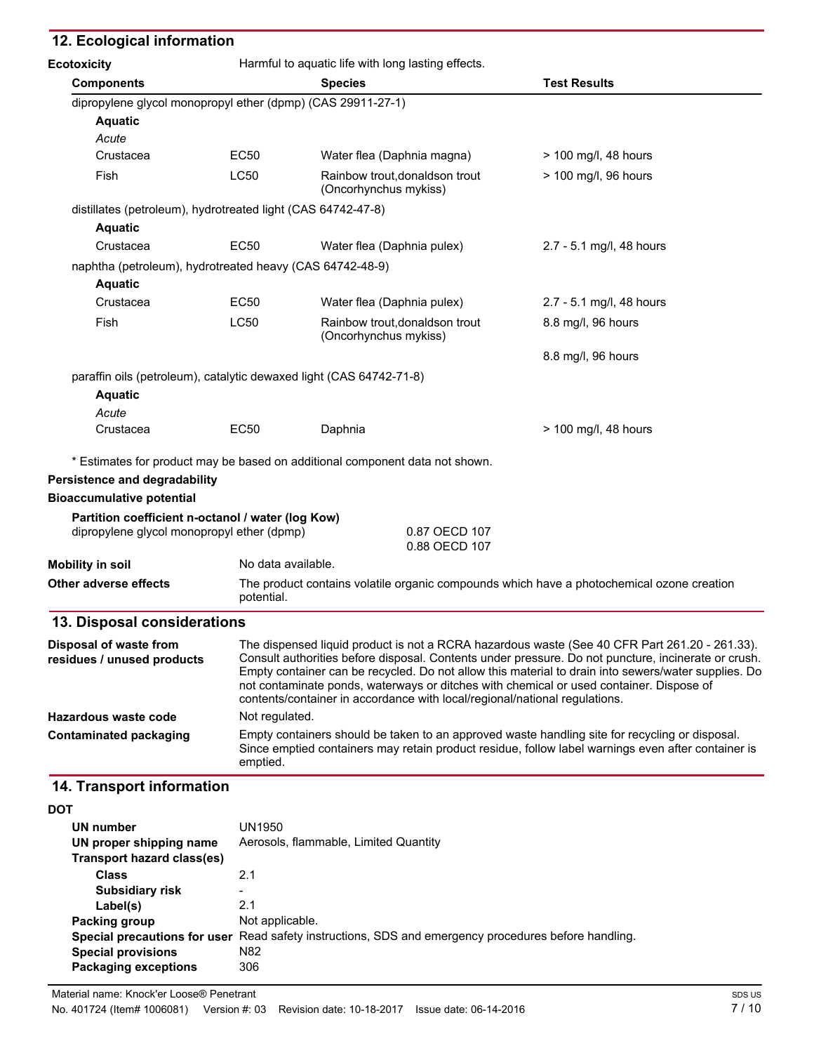## 12. Ecological information

**Ecotoxicity** Harmful to aquatic life with long lasting effects.

| Components | | Species | Test Results |
|---|---|---|---|
| dipropylene glycol monopropyl ether (dpmp) (CAS 29911-27-1) | | | |
| **Aquatic** | | | |
| *Acute* | | | |
| Crustacea | EC50 | Water flea (Daphnia magna) | > 100 mg/l, 48 hours |
| Fish | LC50 | Rainbow trout,donaldson trout (Oncorhynchus mykiss) | > 100 mg/l, 96 hours |
| distillates (petroleum), hydrotreated light (CAS 64742-47-8) | | | |
| **Aquatic** | | | |
| Crustacea | EC50 | Water flea (Daphnia pulex) | 2.7 - 5.1 mg/l, 48 hours |
| naphtha (petroleum), hydrotreated heavy (CAS 64742-48-9) | | | |
| **Aquatic** | | | |
| Crustacea | EC50 | Water flea (Daphnia pulex) | 2.7 - 5.1 mg/l, 48 hours |
| Fish | LC50 | Rainbow trout,donaldson trout (Oncorhynchus mykiss) | 8.8 mg/l, 96 hours |
| | | | 8.8 mg/l, 96 hours |
| paraffin oils (petroleum), catalytic dewaxed light (CAS 64742-71-8) | | | |
| **Aquatic** | | | |
| *Acute* | | | |
| Crustacea | EC50 | Daphnia | > 100 mg/l, 48 hours |

\* Estimates for product may be based on additional component data not shown.

**Persistence and degradability**

**Bioaccumulative potential**

**Partition coefficient n-octanol / water (log Kow)**

dipropylene glycol monopropyl ether (dpmp) 0.87 OECD 107
0.88 OECD 107

**Mobility in soil** No data available.

**Other adverse effects** The product contains volatile organic compounds which have a photochemical ozone creation potential.

## 13. Disposal considerations

**Disposal of waste from residues / unused products** The dispensed liquid product is not a RCRA hazardous waste (See 40 CFR Part 261.20 - 261.33). Consult authorities before disposal. Contents under pressure. Do not puncture, incinerate or crush. Empty container can be recycled. Do not allow this material to drain into sewers/water supplies. Do not contaminate ponds, waterways or ditches with chemical or used container. Dispose of contents/container in accordance with local/regional/national regulations.

**Hazardous waste code** Not regulated.

**Contaminated packaging** Empty containers should be taken to an approved waste handling site for recycling or disposal. Since emptied containers may retain product residue, follow label warnings even after container is emptied.

## 14. Transport information

**DOT**

**UN number** UN1950

**UN proper shipping name** Aerosols, flammable, Limited Quantity

**Transport hazard class(es)**

**Class** 2.1

**Subsidiary risk** -

**Label(s)** 2.1

**Packing group** Not applicable.

**Special precautions for user** Read safety instructions, SDS and emergency procedures before handling.

**Special provisions** N82

**Packaging exceptions** 306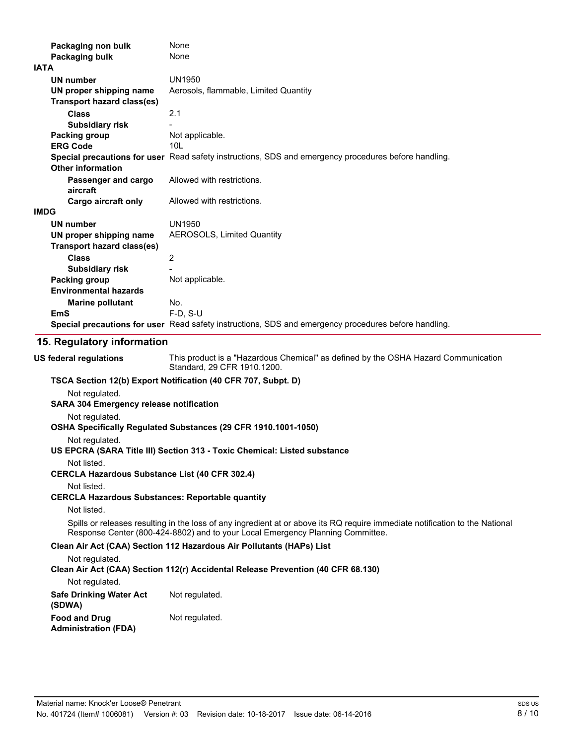| | |
|---|---|
| **Packaging non bulk** | None |
| **Packaging bulk** | None |

**IATA**

| | |
|---|---|
| **UN number** | UN1950 |
| **UN proper shipping name** | Aerosols, flammable, Limited Quantity |
| **Transport hazard class(es)** | |
| **Class** | 2.1 |
| **Subsidiary risk** | - |
| **Packing group** | Not applicable. |
| **ERG Code** | 10L |
| **Special precautions for user** | Read safety instructions, SDS and emergency procedures before handling. |
| **Other information** | |
| **Passenger and cargo aircraft** | Allowed with restrictions. |
| **Cargo aircraft only** | Allowed with restrictions. |

**IMDG**

| | |
|---|---|
| **UN number** | UN1950 |
| **UN proper shipping name** | AEROSOLS, Limited Quantity |
| **Transport hazard class(es)** | |
| **Class** | 2 |
| **Subsidiary risk** | - |
| **Packing group** | Not applicable. |
| **Environmental hazards** | |
| **Marine pollutant** | No. |
| **EmS** | F-D, S-U |
| **Special precautions for user** | Read safety instructions, SDS and emergency procedures before handling. |

## 15. Regulatory information

**US federal regulations** This product is a "Hazardous Chemical" as defined by the OSHA Hazard Communication Standard, 29 CFR 1910.1200.

**TSCA Section 12(b) Export Notification (40 CFR 707, Subpt. D)**

Not regulated.

**SARA 304 Emergency release notification**

Not regulated.

**OSHA Specifically Regulated Substances (29 CFR 1910.1001-1050)**

Not regulated.

**US EPCRA (SARA Title III) Section 313 - Toxic Chemical: Listed substance**

Not listed.

**CERCLA Hazardous Substance List (40 CFR 302.4)**

Not listed.

**CERCLA Hazardous Substances: Reportable quantity**

Not listed.

Spills or releases resulting in the loss of any ingredient at or above its RQ require immediate notification to the National Response Center (800-424-8802) and to your Local Emergency Planning Committee.

**Clean Air Act (CAA) Section 112 Hazardous Air Pollutants (HAPs) List**

Not regulated.

**Clean Air Act (CAA) Section 112(r) Accidental Release Prevention (40 CFR 68.130)**

Not regulated.

| | |
|---|---|
| **Safe Drinking Water Act (SDWA)** | Not regulated. |
| **Food and Drug Administration (FDA)** | Not regulated. |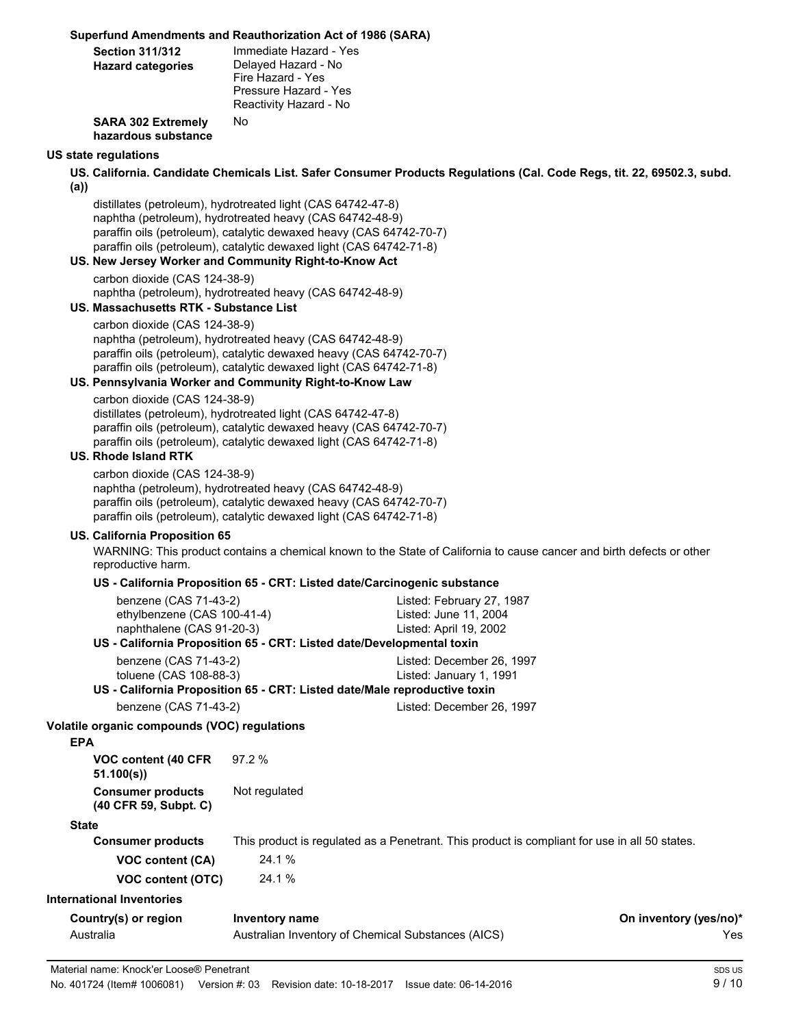**Superfund Amendments and Reauthorization Act of 1986 (SARA)**

| | |
|---|---|
| **Section 311/312 Hazard categories** | Immediate Hazard - Yes<br>Delayed Hazard - No<br>Fire Hazard - Yes<br>Pressure Hazard - Yes<br>Reactivity Hazard - No |
| **SARA 302 Extremely hazardous substance** | No |

**US state regulations**

**US. California. Candidate Chemicals List. Safer Consumer Products Regulations (Cal. Code Regs, tit. 22, 69502.3, subd. (a))**

distillates (petroleum), hydrotreated light (CAS 64742-47-8)
naphtha (petroleum), hydrotreated heavy (CAS 64742-48-9)
paraffin oils (petroleum), catalytic dewaxed heavy (CAS 64742-70-7)
paraffin oils (petroleum), catalytic dewaxed light (CAS 64742-71-8)

**US. New Jersey Worker and Community Right-to-Know Act**

carbon dioxide (CAS 124-38-9)
naphtha (petroleum), hydrotreated heavy (CAS 64742-48-9)

**US. Massachusetts RTK - Substance List**

carbon dioxide (CAS 124-38-9)
naphtha (petroleum), hydrotreated heavy (CAS 64742-48-9)
paraffin oils (petroleum), catalytic dewaxed heavy (CAS 64742-70-7)
paraffin oils (petroleum), catalytic dewaxed light (CAS 64742-71-8)

**US. Pennsylvania Worker and Community Right-to-Know Law**

carbon dioxide (CAS 124-38-9)
distillates (petroleum), hydrotreated light (CAS 64742-47-8)
paraffin oils (petroleum), catalytic dewaxed heavy (CAS 64742-70-7)
paraffin oils (petroleum), catalytic dewaxed light (CAS 64742-71-8)

**US. Rhode Island RTK**

carbon dioxide (CAS 124-38-9)
naphtha (petroleum), hydrotreated heavy (CAS 64742-48-9)
paraffin oils (petroleum), catalytic dewaxed heavy (CAS 64742-70-7)
paraffin oils (petroleum), catalytic dewaxed light (CAS 64742-71-8)

**US. California Proposition 65**

WARNING: This product contains a chemical known to the State of California to cause cancer and birth defects or other reproductive harm.

**US - California Proposition 65 - CRT: Listed date/Carcinogenic substance**

| | |
|---|---|
| benzene (CAS 71-43-2) | Listed: February 27, 1987 |
| ethylbenzene (CAS 100-41-4) | Listed: June 11, 2004 |
| naphthalene (CAS 91-20-3) | Listed: April 19, 2002 |

**US - California Proposition 65 - CRT: Listed date/Developmental toxin**

| | |
|---|---|
| benzene (CAS 71-43-2) | Listed: December 26, 1997 |
| toluene (CAS 108-88-3) | Listed: January 1, 1991 |

**US - California Proposition 65 - CRT: Listed date/Male reproductive toxin**

| | |
|---|---|
| benzene (CAS 71-43-2) | Listed: December 26, 1997 |

**Volatile organic compounds (VOC) regulations**

**EPA**

| | |
|---|---|
| **VOC content (40 CFR 51.100(s))** | 97.2 % |
| **Consumer products (40 CFR 59, Subpt. C)** | Not regulated |

**State**

| | |
|---|---|
| **Consumer products** | This product is regulated as a Penetrant. This product is compliant for use in all 50 states. |
| **VOC content (CA)** | 24.1 % |
| **VOC content (OTC)** | 24.1 % |

**International Inventories**

| Country(s) or region | Inventory name | On inventory (yes/no)* |
|---|---|---|
| Australia | Australian Inventory of Chemical Substances (AICS) | Yes |

Material name: Knock'er Loose® Penetrant
No. 401724 (Item# 1006081) Version #: 03 Revision date: 10-18-2017 Issue date: 06-14-2016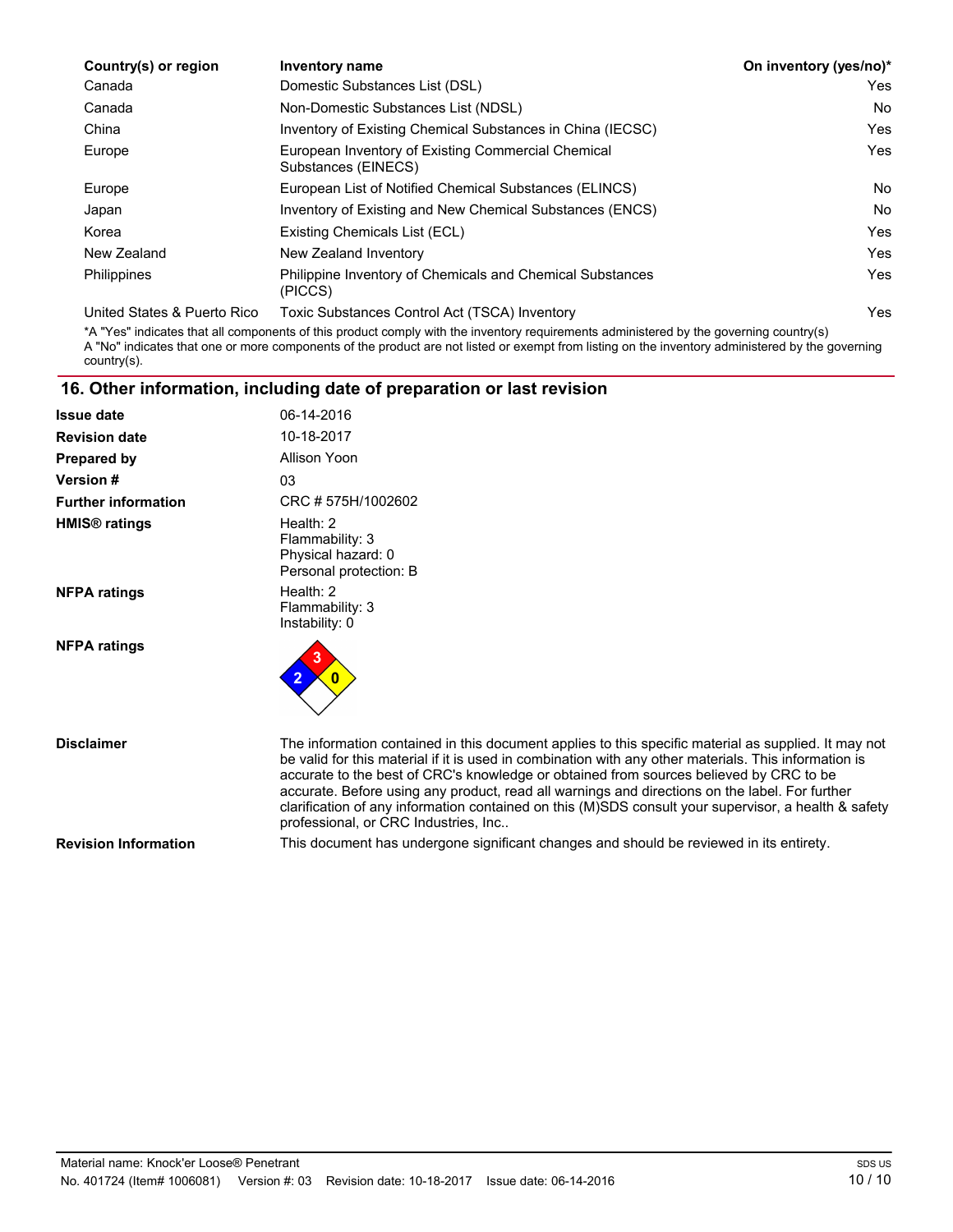| Country(s) or region | Inventory name | On inventory (yes/no)* |
|---|---|---|
| Canada | Domestic Substances List (DSL) | Yes |
| Canada | Non-Domestic Substances List (NDSL) | No |
| China | Inventory of Existing Chemical Substances in China (IECSC) | Yes |
| Europe | European Inventory of Existing Commercial Chemical Substances (EINECS) | Yes |
| Europe | European List of Notified Chemical Substances (ELINCS) | No |
| Japan | Inventory of Existing and New Chemical Substances (ENCS) | No |
| Korea | Existing Chemicals List (ECL) | Yes |
| New Zealand | New Zealand Inventory | Yes |
| Philippines | Philippine Inventory of Chemicals and Chemical Substances (PICCS) | Yes |
| United States & Puerto Rico | Toxic Substances Control Act (TSCA) Inventory | Yes |

*A "Yes" indicates that all components of this product comply with the inventory requirements administered by the governing country(s)
A "No" indicates that one or more components of the product are not listed or exempt from listing on the inventory administered by the governing country(s).

## 16. Other information, including date of preparation or last revision

**Issue date** 06-14-2016

**Revision date** 10-18-2017

**Prepared by** Allison Yoon

**Version #** 03

**Further information** CRC # 575H/1002602

**HMIS® ratings**
Health: 2
Flammability: 3
Physical hazard: 0
Personal protection: B

**NFPA ratings**
Health: 2
Flammability: 3
Instability: 0

**NFPA ratings**

3
2 0

**Disclaimer** The information contained in this document applies to this specific material as supplied. It may not be valid for this material if it is used in combination with any other materials. This information is accurate to the best of CRC's knowledge or obtained from sources believed by CRC to be accurate. Before using any product, read all warnings and directions on the label. For further clarification of any information contained on this (M)SDS consult your supervisor, a health & safety professional, or CRC Industries, Inc..

**Revision Information** This document has undergone significant changes and should be reviewed in its entirety.